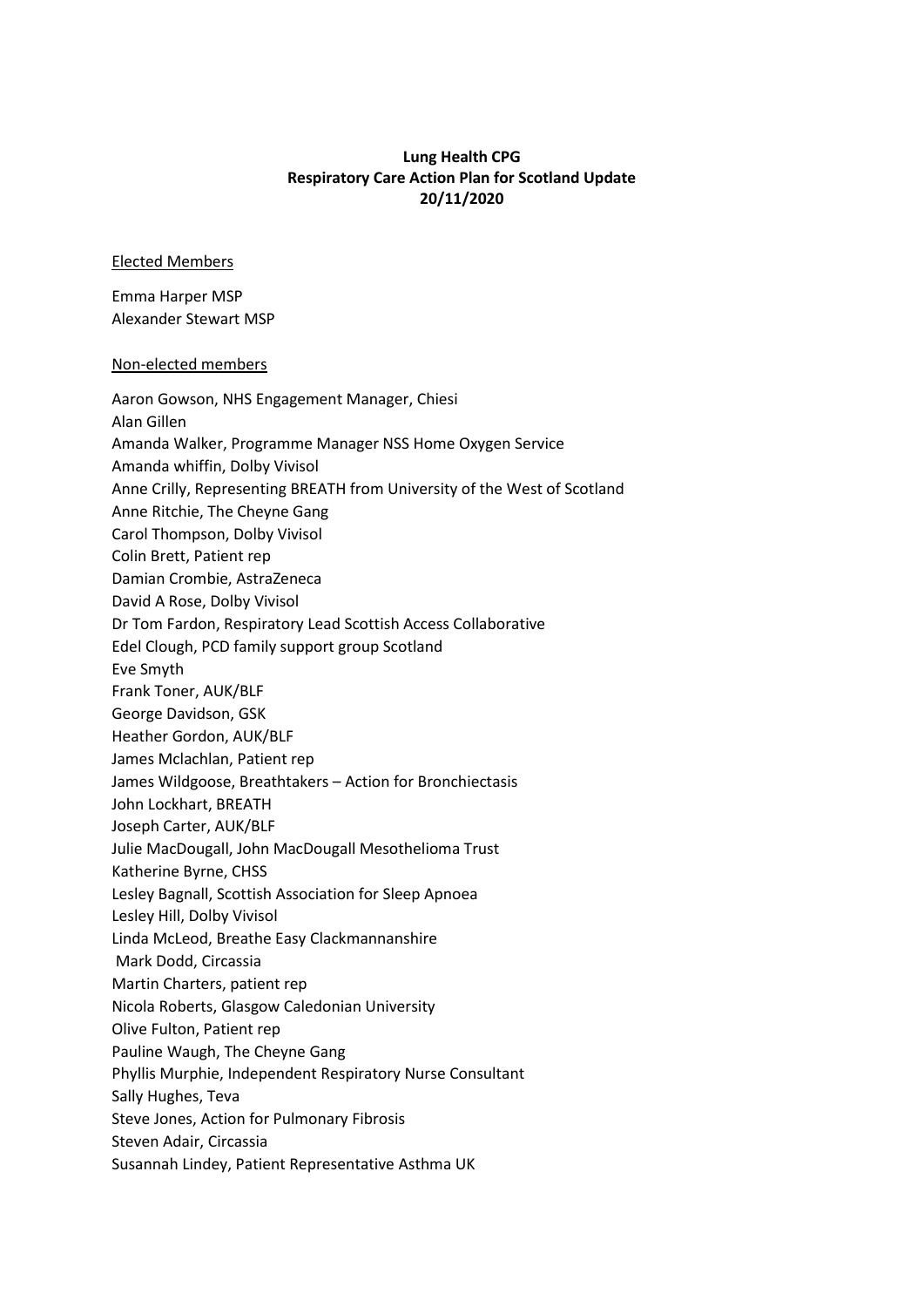**Lung Health CPG**
**Respiratory Care Action Plan for Scotland Update**
**20/11/2020**

Elected Members

Emma Harper MSP
Alexander Stewart MSP

Non-elected members

Aaron Gowson, NHS Engagement Manager, Chiesi
Alan Gillen
Amanda Walker, Programme Manager NSS Home Oxygen Service
Amanda whiffin, Dolby Vivisol
Anne Crilly, Representing BREATH from University of the West of Scotland
Anne Ritchie, The Cheyne Gang
Carol Thompson, Dolby Vivisol
Colin Brett, Patient rep
Damian Crombie, AstraZeneca
David A Rose, Dolby Vivisol
Dr Tom Fardon, Respiratory Lead Scottish Access Collaborative
Edel Clough, PCD family support group Scotland
Eve Smyth
Frank Toner, AUK/BLF
George Davidson, GSK
Heather Gordon, AUK/BLF
James Mclachlan, Patient rep
James Wildgoose, Breathtakers – Action for Bronchiectasis
John Lockhart, BREATH
Joseph Carter, AUK/BLF
Julie MacDougall, John MacDougall Mesothelioma Trust
Katherine Byrne, CHSS
Lesley Bagnall, Scottish Association for Sleep Apnoea
Lesley Hill, Dolby Vivisol
Linda McLeod, Breathe Easy Clackmannanshire
Mark Dodd, Circassia
Martin Charters, patient rep
Nicola Roberts, Glasgow Caledonian University
Olive Fulton, Patient rep
Pauline Waugh, The Cheyne Gang
Phyllis Murphie, Independent Respiratory Nurse Consultant
Sally Hughes, Teva
Steve Jones, Action for Pulmonary Fibrosis
Steven Adair, Circassia
Susannah Lindey, Patient Representative Asthma UK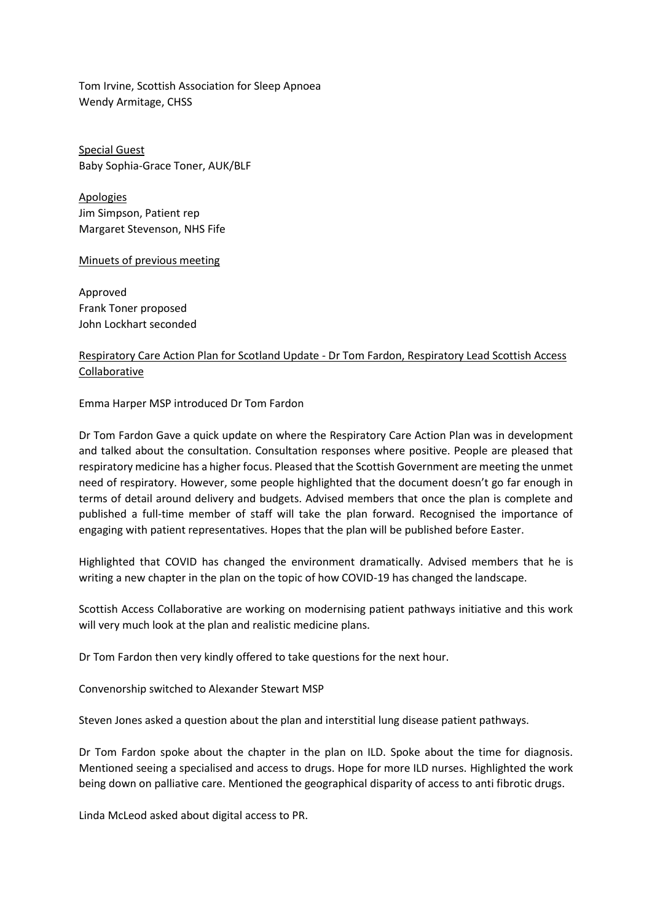Tom Irvine, Scottish Association for Sleep Apnoea
Wendy Armitage, CHSS

Special Guest
Baby Sophia-Grace Toner, AUK/BLF

Apologies
Jim Simpson, Patient rep
Margaret Stevenson, NHS Fife

Minuets of previous meeting

Approved
Frank Toner proposed
John Lockhart seconded

Respiratory Care Action Plan for Scotland Update - Dr Tom Fardon, Respiratory Lead Scottish Access Collaborative

Emma Harper MSP introduced Dr Tom Fardon

Dr Tom Fardon Gave a quick update on where the Respiratory Care Action Plan was in development and talked about the consultation. Consultation responses where positive. People are pleased that respiratory medicine has a higher focus. Pleased that the Scottish Government are meeting the unmet need of respiratory. However, some people highlighted that the document doesn't go far enough in terms of detail around delivery and budgets. Advised members that once the plan is complete and published a full-time member of staff will take the plan forward. Recognised the importance of engaging with patient representatives. Hopes that the plan will be published before Easter.

Highlighted that COVID has changed the environment dramatically. Advised members that he is writing a new chapter in the plan on the topic of how COVID-19 has changed the landscape.

Scottish Access Collaborative are working on modernising patient pathways initiative and this work will very much look at the plan and realistic medicine plans.

Dr Tom Fardon then very kindly offered to take questions for the next hour.

Convenorship switched to Alexander Stewart MSP

Steven Jones asked a question about the plan and interstitial lung disease patient pathways.

Dr Tom Fardon spoke about the chapter in the plan on ILD. Spoke about the time for diagnosis. Mentioned seeing a specialised and access to drugs. Hope for more ILD nurses. Highlighted the work being down on palliative care. Mentioned the geographical disparity of access to anti fibrotic drugs.

Linda McLeod asked about digital access to PR.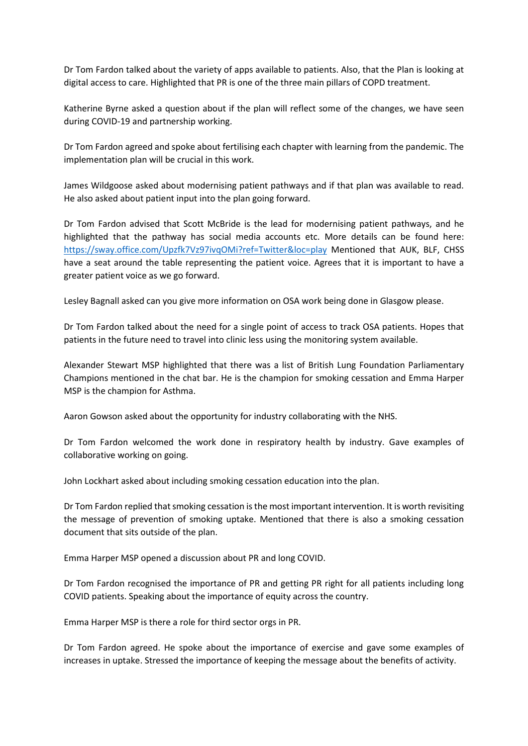Dr Tom Fardon talked about the variety of apps available to patients. Also, that the Plan is looking at digital access to care. Highlighted that PR is one of the three main pillars of COPD treatment.

Katherine Byrne asked a question about if the plan will reflect some of the changes, we have seen during COVID-19 and partnership working.

Dr Tom Fardon agreed and spoke about fertilising each chapter with learning from the pandemic. The implementation plan will be crucial in this work.

James Wildgoose asked about modernising patient pathways and if that plan was available to read. He also asked about patient input into the plan going forward.

Dr Tom Fardon advised that Scott McBride is the lead for modernising patient pathways, and he highlighted that the pathway has social media accounts etc. More details can be found here: [https://sway.office.com/Upzfk7Vz97ivqOMi?ref=Twitter&loc=play](https://sway.office.com/Upzfk7Vz97ivqOMi?ref=Twitter&loc=play) Mentioned that AUK, BLF, CHSS have a seat around the table representing the patient voice. Agrees that it is important to have a greater patient voice as we go forward.

Lesley Bagnall asked can you give more information on OSA work being done in Glasgow please.

Dr Tom Fardon talked about the need for a single point of access to track OSA patients. Hopes that patients in the future need to travel into clinic less using the monitoring system available.

Alexander Stewart MSP highlighted that there was a list of British Lung Foundation Parliamentary Champions mentioned in the chat bar. He is the champion for smoking cessation and Emma Harper MSP is the champion for Asthma.

Aaron Gowson asked about the opportunity for industry collaborating with the NHS.

Dr Tom Fardon welcomed the work done in respiratory health by industry. Gave examples of collaborative working on going.

John Lockhart asked about including smoking cessation education into the plan.

Dr Tom Fardon replied that smoking cessation is the most important intervention. It is worth revisiting the message of prevention of smoking uptake. Mentioned that there is also a smoking cessation document that sits outside of the plan.

Emma Harper MSP opened a discussion about PR and long COVID.

Dr Tom Fardon recognised the importance of PR and getting PR right for all patients including long COVID patients. Speaking about the importance of equity across the country.

Emma Harper MSP is there a role for third sector orgs in PR.

Dr Tom Fardon agreed. He spoke about the importance of exercise and gave some examples of increases in uptake. Stressed the importance of keeping the message about the benefits of activity.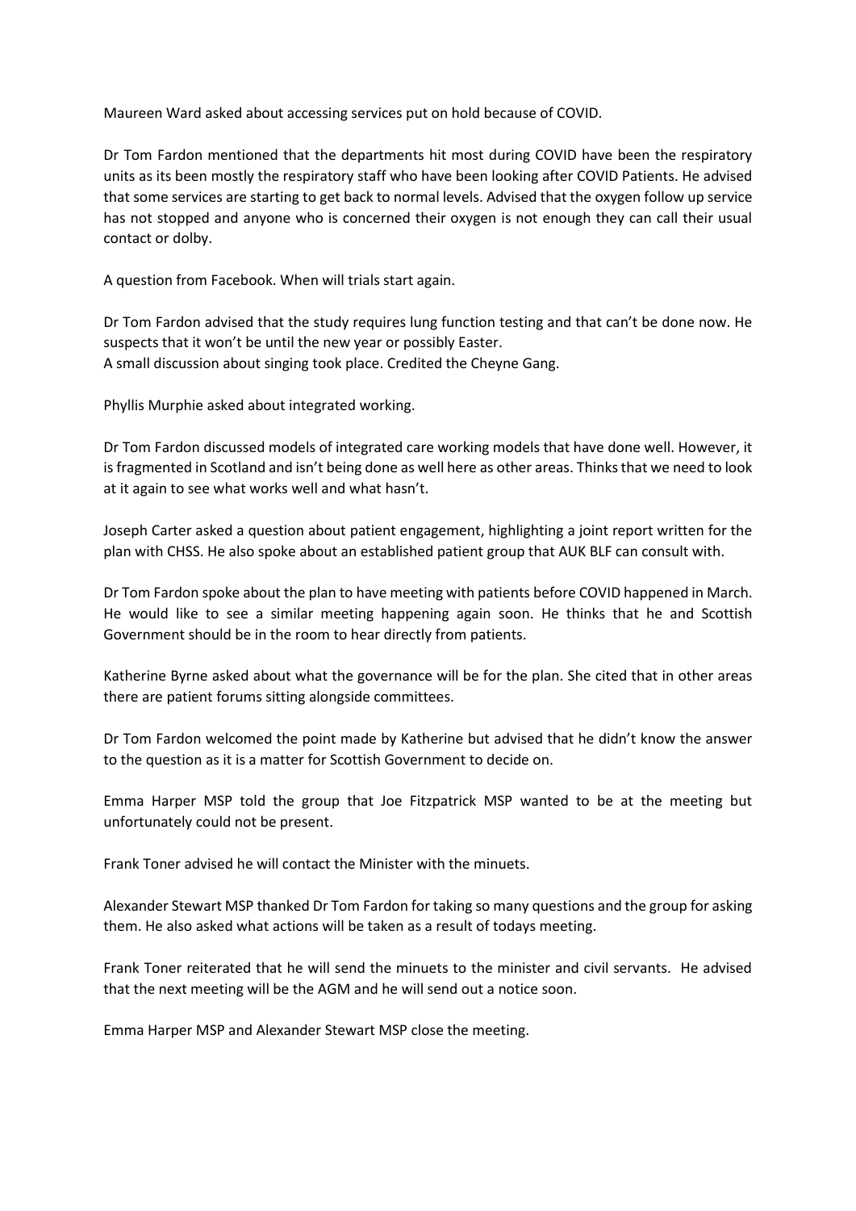Maureen Ward asked about accessing services put on hold because of COVID.

Dr Tom Fardon mentioned that the departments hit most during COVID have been the respiratory units as its been mostly the respiratory staff who have been looking after COVID Patients. He advised that some services are starting to get back to normal levels. Advised that the oxygen follow up service has not stopped and anyone who is concerned their oxygen is not enough they can call their usual contact or dolby.

A question from Facebook. When will trials start again.

Dr Tom Fardon advised that the study requires lung function testing and that can't be done now. He suspects that it won't be until the new year or possibly Easter.
A small discussion about singing took place. Credited the Cheyne Gang.

Phyllis Murphie asked about integrated working.

Dr Tom Fardon discussed models of integrated care working models that have done well. However, it is fragmented in Scotland and isn't being done as well here as other areas. Thinks that we need to look at it again to see what works well and what hasn't.

Joseph Carter asked a question about patient engagement, highlighting a joint report written for the plan with CHSS. He also spoke about an established patient group that AUK BLF can consult with.

Dr Tom Fardon spoke about the plan to have meeting with patients before COVID happened in March. He would like to see a similar meeting happening again soon. He thinks that he and Scottish Government should be in the room to hear directly from patients.

Katherine Byrne asked about what the governance will be for the plan. She cited that in other areas there are patient forums sitting alongside committees.

Dr Tom Fardon welcomed the point made by Katherine but advised that he didn't know the answer to the question as it is a matter for Scottish Government to decide on.

Emma Harper MSP told the group that Joe Fitzpatrick MSP wanted to be at the meeting but unfortunately could not be present.

Frank Toner advised he will contact the Minister with the minuets.

Alexander Stewart MSP thanked Dr Tom Fardon for taking so many questions and the group for asking them. He also asked what actions will be taken as a result of todays meeting.

Frank Toner reiterated that he will send the minuets to the minister and civil servants. He advised that the next meeting will be the AGM and he will send out a notice soon.

Emma Harper MSP and Alexander Stewart MSP close the meeting.